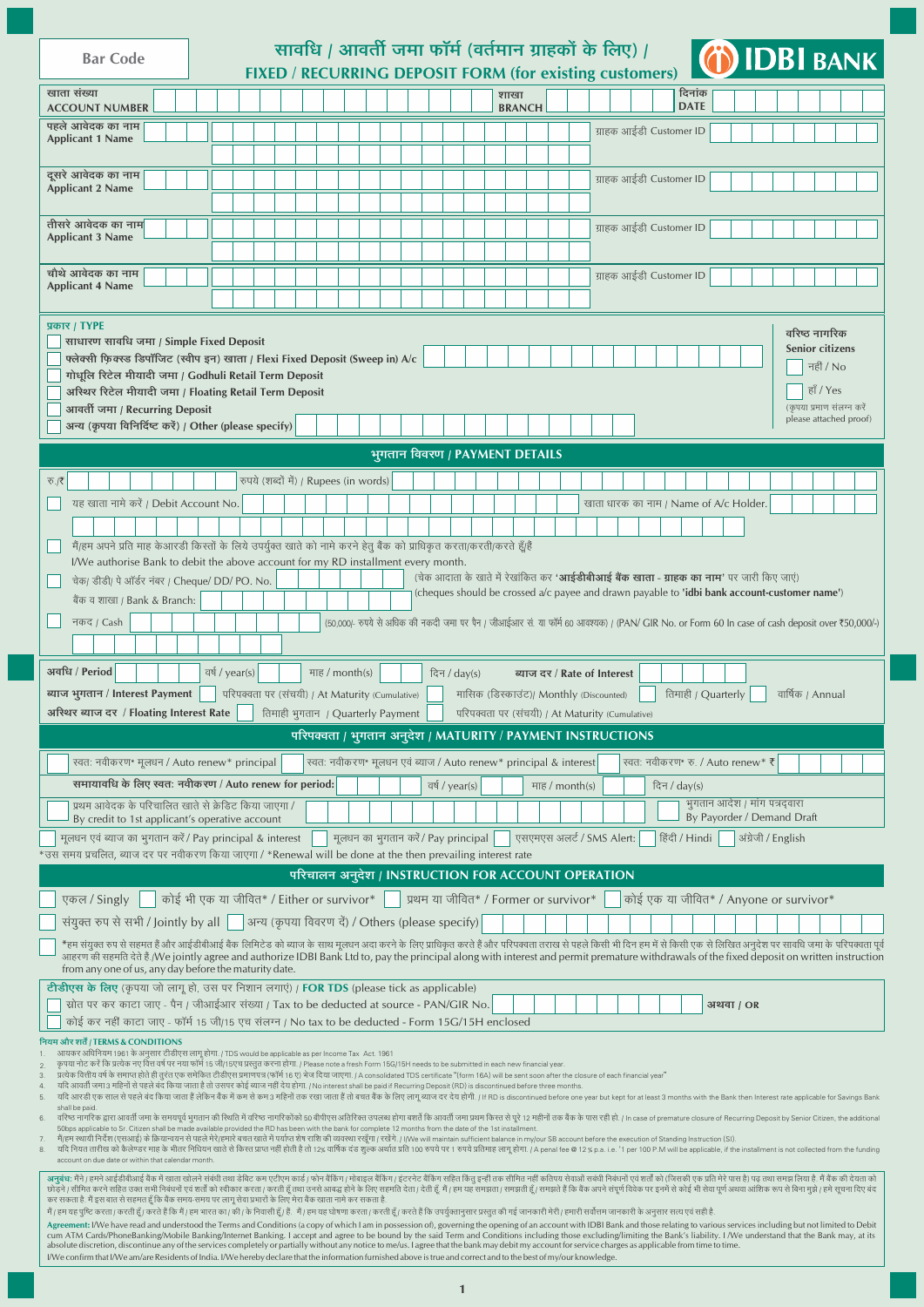Bar Code

# सावधि / आवर्ती जमा फॉर्म (वर्तमान ग्राहकों के लिए) / FIXED / RECURRING DEPOSIT FORM (for existing customers)

IDBI BANK

खाता संख्या ACCOUNT NUMBER | शाखा BRANCH | दिनांक DATE

पहले आवेदक का नाम Applicant 1 Name | ग्राहक आईडी Customer ID

दूसरे आवेदक का नाम Applicant 2 Name | ग्राहक आईडी Customer ID

तीसरे आवेदक का नाम Applicant 3 Name | ग्राहक आईडी Customer ID

चौथे आवेदक का नाम Applicant 4 Name | ग्राहक आईडी Customer ID

**प्रकार / TYPE**

- ☐ साधारण सावधि जमा / Simple Fixed Deposit
- ☐ फ्लेक्सी फ़िक्स्ड डिपॉज़िट (स्वीप इन) खाता / Flexi Fixed Deposit (Sweep in) A/c
- ☐ गोधूलि रिटेल मीयादी जमा / Godhuli Retail Term Deposit
- ☐ अस्थिर रिटेल मीयादी जमा / Floating Retail Term Deposit
- ☐ आवर्ती जमा / Recurring Deposit
- ☐ अन्य (कृपया विनिर्दिष्ट करें) / Other (please specify)

वरिष्ठ नागरिक Senior citizens ☐ नहीं / No ☐ हाँ / Yes (कृपया प्रमाण संलग्न करें please attached proof)

## भुगतान विवरण / PAYMENT DETAILS

रु./₹ | रुपये (शब्दों में) / Rupees (in words)

☐ यह खाता नामे करें / Debit Account No. | खाता धारक का नाम / Name of A/c Holder.

☐ मैं/हम अपने प्रति माह केआरडी किस्तों के लिये उपर्युक्त खाते को नामे करने हेतु बैंक को प्राधिकृत करता/करती/करते हूँ/हैं
I/We authorise Bank to debit the above account for my RD installment every month.

☐ चेक/ डीडी/ पे ऑर्डर नंबर / Cheque/ DD/ PO. No. (चेक आदाता के खाते में रेखांकित कर **'आईडीबीआई बैंक खाता - ग्राहक का नाम'** पर जारी किए जाएं) (cheques should be crossed a/c payee and drawn payable to **'idbi bank account-customer name'**)

बैंक व शाखा / Bank & Branch:

☐ नकद / Cash (50,000/- रुपये से अधिक की नकदी जमा पर पैन / जीआईआर सं. या फॉर्म 60 आवश्यक) / (PAN/ GIR No. or Form 60 In case of cash deposit over ₹50,000/-)

अवधि / Period | वर्ष / year(s) | माह / month(s) | दिन / day(s) | ब्याज दर / Rate of Interest

ब्याज भुगतान / Interest Payment ☐ परिपक्वता पर (संचयी) / At Maturity (Cumulative) ☐ मासिक (डिस्काउंट)/ Monthly (Discounted) ☐ तिमाही / Quarterly ☐ वार्षिक / Annual

अस्थिर ब्याज दर / Floating Interest Rate ☐ तिमाही भुगतान / Quarterly Payment ☐ परिपक्वता पर (संचयी) / At Maturity (Cumulative)

## परिपक्वता / भुगतान अनुदेश / MATURITY / PAYMENT INSTRUCTIONS

☐ स्वतः नवीकरण* मूलधन / Auto renew* principal ☐ स्वतः नवीकरण* मूलधन एवं ब्याज / Auto renew* principal & interest ☐ स्वतः नवीकरण* रु. / Auto renew* ₹

समयावधि के लिए स्वतः नवीकरण / Auto renew for period: वर्ष / year(s) | माह / month(s) | दिन / day(s)

☐ प्रथम आवेदक के परिचालित खाते से क्रेडिट किया जाएगा / By credit to 1st applicant's operative account ☐ भुगतान आदेश / मांग पत्रद्वारा By Payorder / Demand Draft

☐ मूलधन एवं ब्याज का भुगतान करें / Pay principal & interest ☐ मूलधन का भुगतान करें / Pay principal ☐ एसएमएस अलर्ट / SMS Alert: ☐ हिंदी / Hindi ☐ अंग्रेजी / English

*उस समय प्रचलित, ब्याज दर पर नवीकरण किया जाएगा / *Renewal will be done at the then prevailing interest rate

## परिचालन अनुदेश / INSTRUCTION FOR ACCOUNT OPERATION

☐ एकल / Singly ☐ कोई भी एक या जीवित* / Either or survivor* ☐ प्रथम या जीवित* / Former or survivor* ☐ कोई एक या जीवित* / Anyone or survivor*

☐ संयुक्त रुप से सभी / Jointly by all ☐ अन्य (कृपया विवरण दें) / Others (please specify)

*हम संयुक्त रुप से सहमत हैं और आईडीबीआई बैंक लिमिटेड को ब्याज के साथ मूलधन अदा करने के लिए प्राधिकृत करते हैं और परिपक्वता तराख से पहले किसी भी दिन हम में से किसी एक से लिखित अनुदेश पर सावधि जमा के परिपक्वता पूर्व आहरण की सहमति देते हैं /We jointly agree and authorize IDBI Bank Ltd to, pay the principal along with interest and permit premature withdrawals of the fixed deposit on written instruction from any one of us, any day before the maturity date.

**टीडीएस के लिए** (कृपया जो लागू हो, उस पर निशान लगाएं) / **FOR TDS** (please tick as applicable)

☐ स्रोत पर कर काटा जाए - पैन / जीआईआर संख्या / Tax to be deducted at source - PAN/GIR No. **अथवा / OR**

☐ कोई कर नहीं काटा जाए - फॉर्म 15 जी/15 एच संलग्न / No tax to be deducted - Form 15G/15H enclosed

**नियम और शर्तें / TERMS & CONDITIONS**

1. आयकर अधिनियम 1961 के अनुसार टीडीएस लागू होगा. / TDS would be applicable as per Income Tax Act. 1961
2. कृपया नोट करें कि प्रत्येक नए वित्त वर्ष पर नया फॉर्म 15 जी/15एच प्रस्तुत करना होगा. / Please note a fresh Form 15G/15H needs to be submitted in each new financial year.
3. प्रत्येक वित्तीय वर्ष के समाप्त होते ही तुरंत एक समेकित टीडीएस प्रमाणपत्र (फॉर्म 16 ए) भेज दिया जाएगा. / A consolidated TDS certificate "(form 16A) will be sent soon after the closure of each financial year"
4. यदि आवर्ती जमा 3 महिनों से पहले बंद किया जाता है तो उसपर कोई ब्याज नहीं देय होगा. / No interest shall be paid if Recurring Deposit (RD) is discontinued before three months.
5. यदि आरडी एक साल से पहले बंद किया जाता है लेकिन बैंक में कम से कम 3 महिनों तक रखा जाता है तो बचत बैंक के लिए लागू ब्याज दर देय होगी. / If RD is discontinued before one year but kept for at least 3 months with the Bank then Interest rate applicable for Savings Bank shall be paid.
6. वरिष्ठ नागरिक द्वारा आवर्ती जमा के समयपूर्व भुगतान की स्थिति में वरिष्ठ नागरिकों को 50 बीपीएस अतिरिक्त उपलब्ध होगा बशर्ते कि आवर्ती जमा प्रथम किस्त से पूरे 12 महीनों तक बैंक के पास रही हो. / In case of premature closure of Recurring Deposit by Senior Citizen, the additional 50bps applicable to Sr. Citizen shall be made available provided the RD has been with the bank for complete 12 months from the date of the 1st installment.
7. मैं/हम स्थायी निर्देश (एसआई) के क्रियान्वयन से पहले मेरे/हमारे बचत खाते में पर्याप्त शेष राशि की व्यवस्था रखूंगा / रखेंगे. / I/We will maintain sufficient balance in my/our SB account before the execution of Standing Instruction (SI).
8. यदि नियत तारीख को कैलेन्डर माह के भीतर निधियन खाते से किस्त प्राप्त नहीं होती है तो 12% वार्षिक दंड शुल्क अर्थात प्रति 100 रुपये पर 1 रुपये प्रतिमाह लागू होगा. / A penal fee @ 12% p.a. i.e. '1 per 100 P.M will be applicable, if the installment is not collected from the funding account on due date or within that calendar month.

**अनुबंध:** मैंने / हमने आईडीबीआई बैंक में खाता खोलने संबंधी तथा डेबिट कम एटीएम कार्ड / फोन बैंकिंग / मोबाइल बैंकिंग / इंटरनेट बैंकिंग सहित किंतु इन्हीं तक सीमित नहीं कतिपय सेवाओं संबंधी निबंधनों एवं शर्तों को (जिसकी एक प्रति मेरे पास है) पढ़ तथा समझ लिया है. मैं बैंक की देयता को छोड़ने / सीमित करने सहित उक्त सभी निबंधनों एवं शर्तों को स्वीकार करता / करती हूँ तथा उनसे आबद्ध होने के लिए सहमति देता / देती हूँ. मैं / हम यह समझता / समझती हूँ / समझते हैं कि बैंक अपने संपूर्ण विवेक पर इनमें से कोई भी सेवा पूर्ण अथवा आंशिक रूप से बिना मुझे / हमें सूचना दिए बंद कर सकता है. मैं इस बात से सहमत हूँ कि बैंक समय-समय पर लागू सेवा प्रभारों के लिए मेरा बैंक खाता नामे कर सकता है.

मैं / हम यह पुष्टि करता / करती हूँ / करते हैं कि मैं / हम भारत का / की / के निवासी हूँ / हैं. मैं / हम यह घोषणा करता / करती हूँ / करते हैं कि उपर्युक्तानुसार प्रस्तुत की गई जानकारी मेरी / हमारी सर्वोत्तम जानकारी के अनुसार सत्य एवं सही है.

**Agreement:** I/We have read and understood the Terms and Conditions (a copy of which I am in possession of), governing the opening of an account with IDBI Bank and those relating to various services including but not limited to Debit cum ATM Cards/PhoneBanking/Mobile Banking/Internet Banking. I accept and agree to be bound by the said Term and Conditions including those excluding/limiting the Bank's liability. I /We understand that the Bank may, at its absolute discretion, discontinue any of the services completely or partially without any notice to me/us. I agree that the bank may debit my account for service charges as applicable from time to time.

I/We confirm that I/We am/are Residents of India. I/We hereby declare that the information furnished above is true and correct and to the best of my/our knowledge.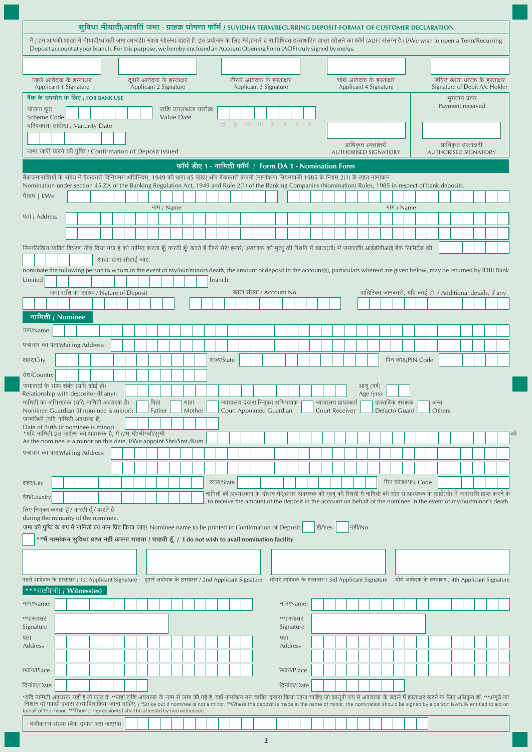## सुविधा मीयादी/आवर्ति जमा - ग्राहक घोषणा फॉर्म / SUVIDHA TERM/RECURRING DEPOSIT-FORMAT OF CUSTOMER DECLARATION

मैं / हम आपकी शाखा में मीयादी/आवर्ती जमा (आरडी) खाता खोलना चाहते हैं. इस प्रयोजन के लिए मेरे/हमारे द्वारा विधिवत हस्ताक्षरित खाता खोलने का फॉर्म (AOF) संलग्न है./ I/We wish to open a Term/Recurring Deposit account at your branch. For this purpose, we hereby enclosed an Account Opening Form (AOF) duly signed by me/us.

| पहले आवेदक के हस्ताक्षर Applicant 1 Signature | दूसरे आवेदक के हस्ताक्षर Applicant 2 Signature | तीसरे आवेदक के हस्ताक्षर Applicant 3 Signature | चौथे आवेदक के हस्ताक्षर Applicant 4 Signature | डेबिट खाता धारक के हस्ताक्षर Signature of Debit A/c Holder |
|---|---|---|---|---|
| | | | | |

**बैंक के उपयोग के लिए / FOR BANK USE**

योजना कूट Scheme Code ______ राशि उपलब्धता तारीख़ Value Date d d m m y y y y

परिपक्वता तारीख़ / Maturity Date ______

जमा जारी करने की पुष्टि / Confirmation of Deposit issued

भुगतान प्राप्त Payment received

प्राधिकृत हस्ताक्षरी AUTHORISED SIGNATORY | प्राधिकृत हस्ताक्षरी AUTHORISED SIGNATORY

## फॉर्म डीए 1 - नामिती फॉर्म / Form DA 1 - Nomination Form

बैंकजमाराशियों के संबंध में बैंककारी विनियमन अधिनियम, 1949 की धारा 45 ज़ेडए और बैंककारी कंपनी (नामांकन) नियमावली 1985 के नियम 2(1) के तहत नामांकन
Nomination under section 45 ZA of the Banking Regulation Act, 1949 and Rule 2(1) of the Banking Companies (Nomination) Rules, 1985 in respect of bank deposits.

मैं/हम | I/We ______ नाम / Name ______ नाम / Name

पता / Address ______

निम्नलिखित व्यक्ति विवरण नीचे दिया गया है को नामित करता हूँ/ करती हूँ/ करते है जिसे मेरे/ हमारे/ अवयस्क की मृत्यु की स्थिति में खाता(तों) में जमाराशि आईडीबीआई बैंक लिमिटेड की ______ शाखा द्वारा लौटाई जाए.
nominate the following person to whom in the event of my/our/minors death, the amount of deposit in the account(s), particulars whereof are given below, may be returned by IDBI Bank Limited ______ branch.

| जमा राशि का स्वरुप / Nature of Deposit | खाता संख्या / Account No. | अतिरिक्त जानकारी, यदि कोई हो / Additional details, if any |
|---|---|---|
| | | |

### नामिती / Nominee

नाम/Name: ______

पत्राचार का पता/Mailing Address: ______

शहर/City ______ राज्य/State ______ पिन कोड/PIN Code ______

देश/Country ______

जमाकर्ता के साथ संबंध (यदि कोई हो) Relationship with depositor (If any): ______ आयु (वर्ष) Age (yrs): ______

नामिती का अभिभावक (यदि नामिती अवयस्क है) Nominee Guardian (If nominee is minor): ☐ पिता Father ☐ माता Mother ☐ न्यायालय द्वारा नियुक्त अभिभावक Court Appointed Guardian ☐ न्यायालय प्राप्तकर्ता Court Receiver ☐ वास्तविक संरक्षक Defacto Guard ☐ अन्य Others

जन्मतिथि (यदि नामिती अवयस्क है) Date of Birth (if nominee is minor) ______

*यदि नामिती इस तारीख को अवयस्क है, मैं /हम श्री/श्रीमती/सुश्री ______ को
As the nominee is a minor on this date, I/We appoint Shri/Smt./Kum. ______

पत्राचार का पता/Mailing Address: ______

शहर/City ______ राज्य/State ______ पिन कोड/PIN Code ______

देश/Country ______ नामिती की अवयस्कता के दौरान मेरे/हमारे अवयस्क की मृत्यु की स्थिति में नामिती की ओर से अवयस्क के खाते(तों) में जमाराशि प्राप्त करने के लिए नियुक्त करता हूँ / करती हूँ / करतें है
, to receive the amount of the deposit in the account on behalf of the nominee in the event of my/our/minor's death during the minority of the nominee.

जमा की पुष्टि के रुप में नामिती का नाम प्रिंट किया जाए/ Nominee name to be printed in Confirmation of Deposit: ☐ हाँ/Yes ☐ नहीं/No

☐ **\*\*मैं नामांकन सुविधा प्राप्त नहीं करना चाहता / चाहती हूँ / I do not wish to avail nomination facility**

| पहले आवेदक के हस्ताक्षर / 1st Applicant Signature | दूसरे आवेदक के हस्ताक्षर / 2nd Applicant Signature | तीसरे आवेदक के हस्ताक्षर / 3rd Applicant Signature | चौथे आवेदक के हस्ताक्षर / 4th Applicant Signature |
|---|---|---|---|
| | | | |

### ***साक्षी(यों) / Witness(es)

| | | | |
|---|---|---|---|
| नाम/Name: | | नाम/Name: | |
| ***हस्ताक्षर Signature | | ***हस्ताक्षर Signature | |
| पता Address | | पता Address | |
| स्थान/Place | | स्थान/Place | |
| दिनांक/Date | | दिनांक/Date | |

*यदि नामिती अवयस्क नहीं है तो काट दें. **जहां राशि अवयस्क के नाम से जमा की गई है, वहाँ नामांकन उस व्यक्ति द्वारा किया जाना चाहिए जो कानूनी रुप से अवयस्क के बदले में हस्ताक्षर करने के लिए अधिकृत हों. ***अंगूठे का निशान दो गवाहों द्वारा सत्यापित किया जाना चाहिए. / *Strike out if nominee is not a minor. **Where the deposit is made in the name of minor, the nomination should be signed by a person lawfully entitled to act on behalf of the minor. ***Thumb impression(s) shall be attested by two witnesses.

पंजीकरण संख्या (बैंक द्वारा भरा जाएगा) ______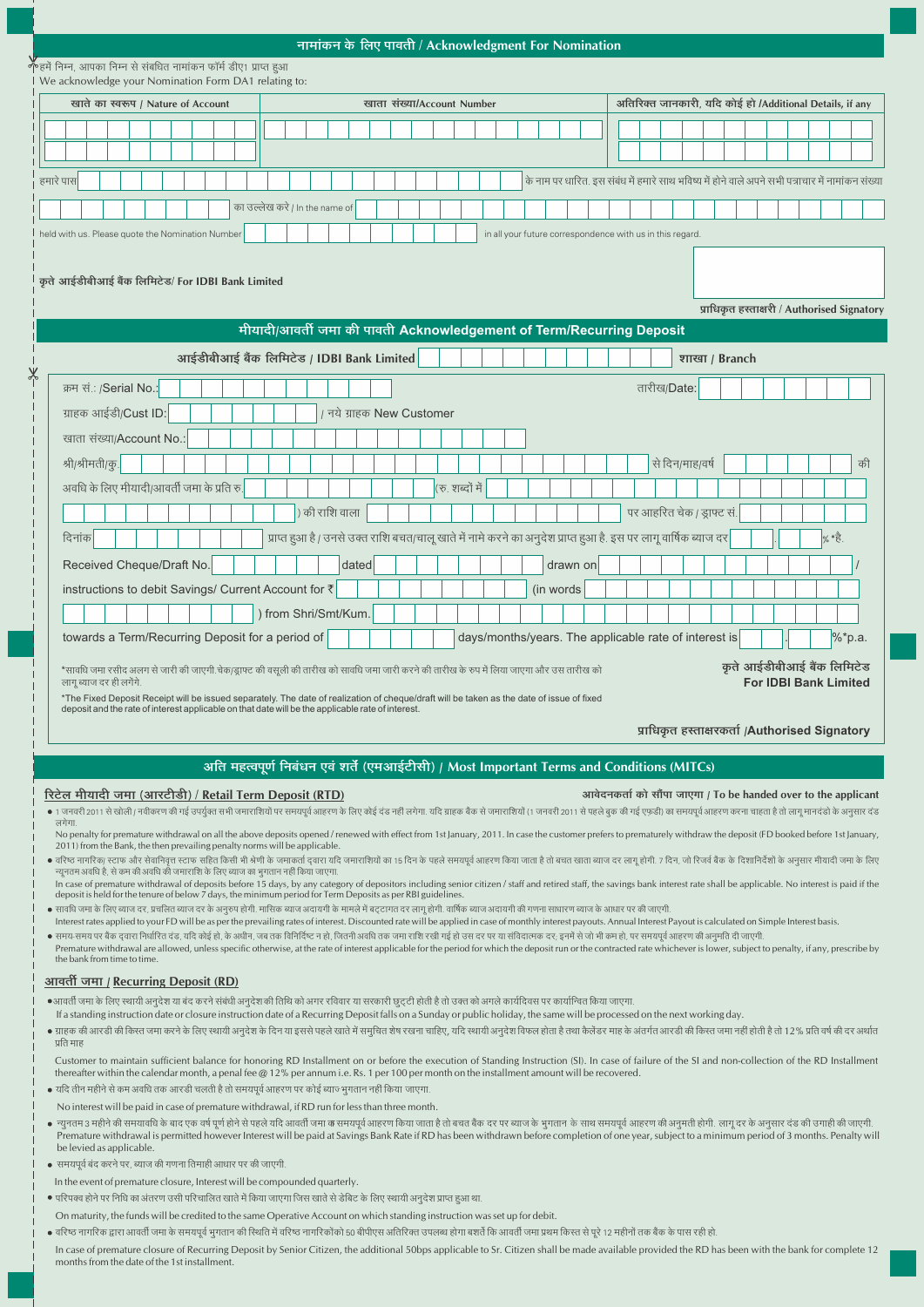## नामांकन के लिए पावती / Acknowledgment For Nomination

हमें निम्न, आपका निम्न से संबंधित नामांकन फॉर्म डीए1 प्राप्त हुआ
We acknowledge your Nomination Form DA1 relating to:

| खाते का स्वरूप / Nature of Account | खाता संख्या/Account Number | अतिरिक्त जानकारी, यदि कोई हो /Additional Details, if any |
|---|---|---|
| | | |
| | | |

हमारे पास ______ के नाम पर धारित. इस संबंध में हमारे साथ भविष्य में होने वाले अपने सभी पत्राचार में नामांकन संख्या ______ का उल्लेख करें / In the name of ______ held with us. Please quote the Nomination Number ______ in all your future correspondence with us in this regard.

कृते आईडीबीआई बैंक लिमिटेड/ For IDBI Bank Limited

प्राधिकृत हस्ताक्षरी / Authorised Signatory

## मीयादी/आवर्ती जमा की पावती Acknowledgement of Term/Recurring Deposit

आईडीबीआई बैंक लिमिटेड / IDBI Bank Limited ______ शाखा / Branch

क्रम सं.: /Serial No.: ______ तारीख/Date: ______

ग्राहक आईडी/Cust ID: ______ / नये ग्राहक New Customer

खाता संख्या/Account No.: ______

श्री/श्रीमती/कु. ______ से दिन/माह/वर्ष ______ की अवधि के लिए मीयादी/आवर्ती जमा के प्रति रु. ______ (रु. शब्दों में ______ ) की राशि वाला ______ पर आहरित चेक / ड्राफ्ट सं. ______ दिनांक ______ प्राप्त हुआ है / उनसे उक्त राशि बचत/चालू खाते में नामे करने का अनुदेश प्राप्त हुआ है. इस पर लागू वार्षिक ब्याज दर ______ . ______ %*है.

Received Cheque/Draft No. ______ dated ______ drawn on ______ / instructions to debit Savings/ Current Account for ₹ ______ (in words ______ ) from Shri/Smt/Kum. ______ towards a Term/Recurring Deposit for a period of ______ days/months/years. The applicable rate of interest is ______ . ______ %*p.a.

*सावधि जमा रसीद अलग से जारी की जाएगी. चेक/ड्राफ्ट की वसूली की तारीख को सावधि जमा जारी करने की तारीख के रुप में लिया जाएगा और उस तारीख को लागू ब्याज दर ही लगेंगे.

*The Fixed Deposit Receipt will be issued separately. The date of realization of cheque/draft will be taken as the date of issue of fixed deposit and the rate of interest applicable on that date will be the applicable rate of interest.

कृते आईडीबीआई बैंक लिमिटेड
For IDBI Bank Limited

प्राधिकृत हस्ताक्षरकर्ता /Authorised Signatory

## अति महत्वपूर्ण निबंधन एवं शर्तें (एमआईटीसी) / Most Important Terms and Conditions (MITCs)

### रिटेल मीयादी जमा (आरटीडी) / Retail Term Deposit (RTD)

आवेदनकर्ता को सौंपा जाएगा / To be handed over to the applicant

- 1 जनवरी 2011 से खोली / नवीकरण की गई उपर्युक्त सभी जमाराशियों पर समयपूर्व आहरण के लिए कोई दंड नहीं लगेगा. यदि ग्राहक बैंक से जमाराशियों (1 जनवरी 2011 से पहले बुक की गई एफडी) का समयपूर्व आहरण करना चाहता है तो लागू मानदंडों के अनुसार दंड लगेगा.

  No penalty for premature withdrawal on all the above deposits opened / renewed with effect from 1st January, 2011. In case the customer prefers to prematurely withdraw the deposit (FD booked before 1st January, 2011) from the Bank, the then prevailing penalty norms will be applicable.

- वरिष्ठ नागरिक/ स्टाफ और सेवानिवृत्त स्टाफ सहित किसी भी श्रेणी के जमाकर्ता द्वारा यदि जमाराशियों का 15 दिन के पहले समयपूर्व आहरण किया जाता है तो बचत खाता ब्याज दर लागू होगी. 7 दिन, जो रिजर्व बैंक के दिशानिर्देशों के अनुसार मीयादी जमा के लिए न्यूनतम अवधि है, से कम की अवधि की जमाराशि के लिए ब्याज का भुगतान नहीं किया जाएगा.

  In case of premature withdrawal of deposits before 15 days, by any category of depositors including senior citizen / staff and retired staff, the savings bank interest rate shall be applicable. No interest is paid if the deposit is held for the tenure of below 7 days, the minimum period for Term Deposits as per RBI guidelines.

- सावधि जमा के लिए ब्याज दर, प्रचलित ब्याज दर के अनुरुप होगी. मासिक ब्याज अदायगी के मामले में बट्टागत दर लागू होगी. वार्षिक ब्याज अदायगी की गणना साधारण ब्याज के आधार पर की जाएगी.

  Interest rates applied to your FD will be as per the prevailing rates of interest. Discounted rate will be applied in case of monthly interest payouts. Annual Interest Payout is calculated on Simple Interest basis.

- समय-समय पर बैंक द्वारा निर्धारित दंड, यदि कोई हो, के अधीन, जब तक विनिर्दिष्ट न हो, जितनी अवधि तक जमा राशि रखी गई हो उस दर पर या संविदात्मक दर, इनमें से जो भी कम हो, पर समयपूर्व आहरण की अनुमति दी जाएगी.

  Premature withdrawal are allowed, unless specific otherwise, at the rate of interest applicable for the period for which the deposit run or the contracted rate whichever is lower, subject to penalty, if any, prescribe by the bank from time to time.

### आवर्ती जमा / Recurring Deposit (RD)

- आवर्ती जमा के लिए स्थायी अनुदेश या बंद करने संबंधी अनुदेश की तिथि को अगर रविवार या सरकारी छुट्टी होती है तो उक्त को अगले कार्यदिवस पर कार्यान्वित किया जाएगा.

  If a standing instruction date or closure instruction date of a Recurring Deposit falls on a Sunday or public holiday, the same will be processed on the next working day.

- ग्राहक की आरडी की किस्त जमा करने के लिए स्थायी अनुदेश के दिन या इससे पहले खाते में समुचित शेष रखना चाहिए, यदि स्थायी अनुदेश विफल होता है तथा कैलेंडर माह के अंतर्गत आरडी की किस्त जमा नहीं होती है तो 12% प्रति वर्ष की दर अर्थात प्रति माह

  Customer to maintain sufficient balance for honoring RD Installment on or before the execution of Standing Instruction (SI). In case of failure of the SI and non-collection of the RD Installment thereafter within the calendar month, a penal fee @ 12% per annum i.e. Rs. 1 per 100 per month on the installment amount will be recovered.

- यदि तीन महीने से कम अवधि तक आरडी चलती है तो समयपूर्व आहरण पर कोई ब्याज भुगतान नहीं किया जाएगा.

  No interest will be paid in case of premature withdrawal, if RD run for less than three month.

- न्यूनतम 3 महीने की समयावधि के बाद एक वर्ष पूर्ण होने से पहले यदि आवर्ती जमा का समयपूर्व आहरण किया जाता है तो बचत बैंक दर पर ब्याज के भुगतान के साथ समयपूर्व आहरण की अनुमती होगी. लागू दर के अनुसार दंड की उगाही की जाएगी.

  Premature withdrawal is permitted however Interest will be paid at Savings Bank Rate if RD has been withdrawn before completion of one year, subject to a minimum period of 3 months. Penalty will be levied as applicable.

- समयपूर्व बंद करने पर, ब्याज की गणना तिमाही आधार पर की जाएगी.

  In the event of premature closure, Interest will be compounded quarterly.

- परिपक्व होने पर निधि का अंतरण उसी परिचालित खाते में किया जाएगा जिस खाते से डेबिट के लिए स्थायी अनुदेश प्राप्त हुआ था.

  On maturity, the funds will be credited to the same Operative Account on which standing instruction was set up for debit.

- वरिष्ठ नागरिक द्वारा आवर्ती जमा के समयपूर्व भुगतान की स्थिति में वरिष्ठ नागरिकों को 50 बीपीएस अतिरिक्त उपलब्ध होगा बशर्ते कि आवर्ती जमा प्रथम किस्त से पूरे 12 महीनों तक बैंक के पास रही हो.

  In case of premature closure of Recurring Deposit by Senior Citizen, the additional 50bps applicable to Sr. Citizen shall be made available provided the RD has been with the bank for complete 12 months from the date of the 1st installment.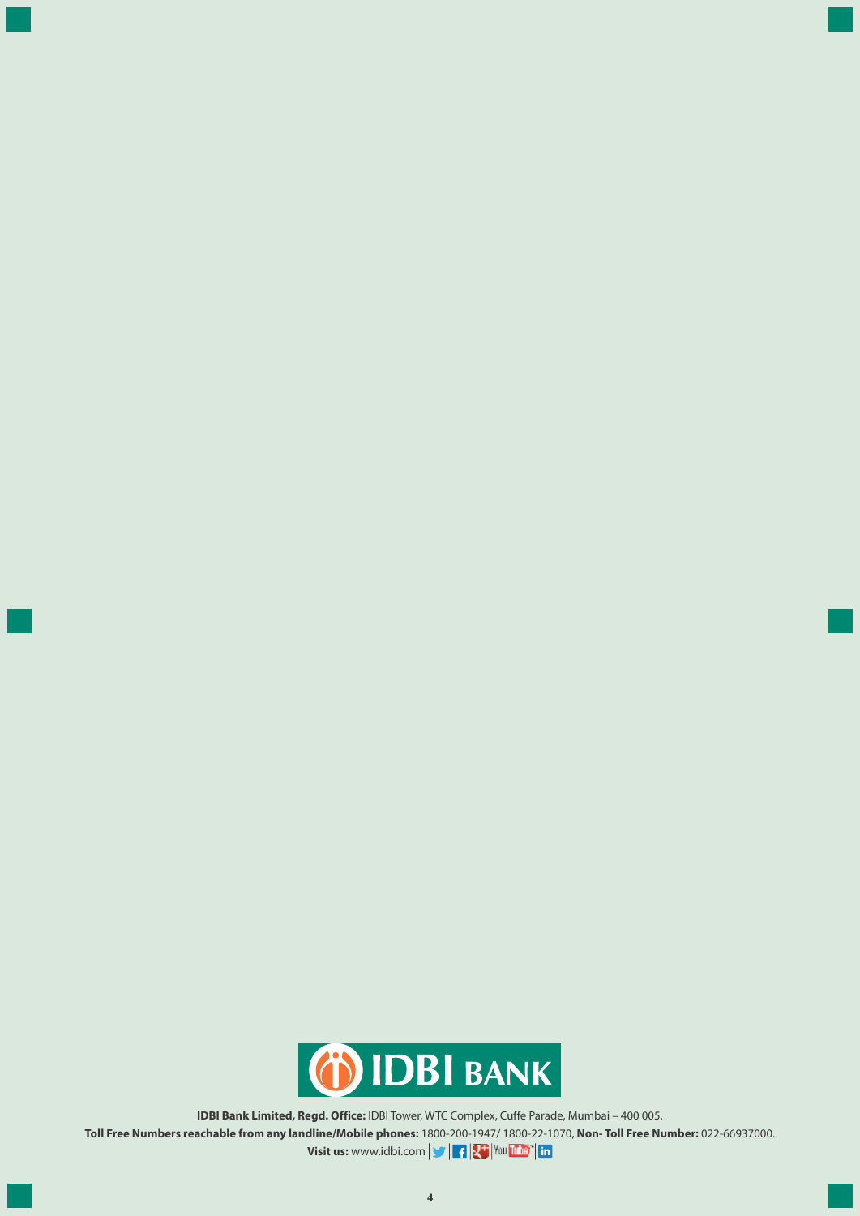IDBI BANK

**IDBI Bank Limited, Regd. Office:** IDBI Tower, WTC Complex, Cuffe Parade, Mumbai – 400 005.

**Toll Free Numbers reachable from any landline/Mobile phones:** 1800-200-1947/ 1800-22-1070, **Non- Toll Free Number:** 022-66937000.

**Visit us:** www.idbi.com